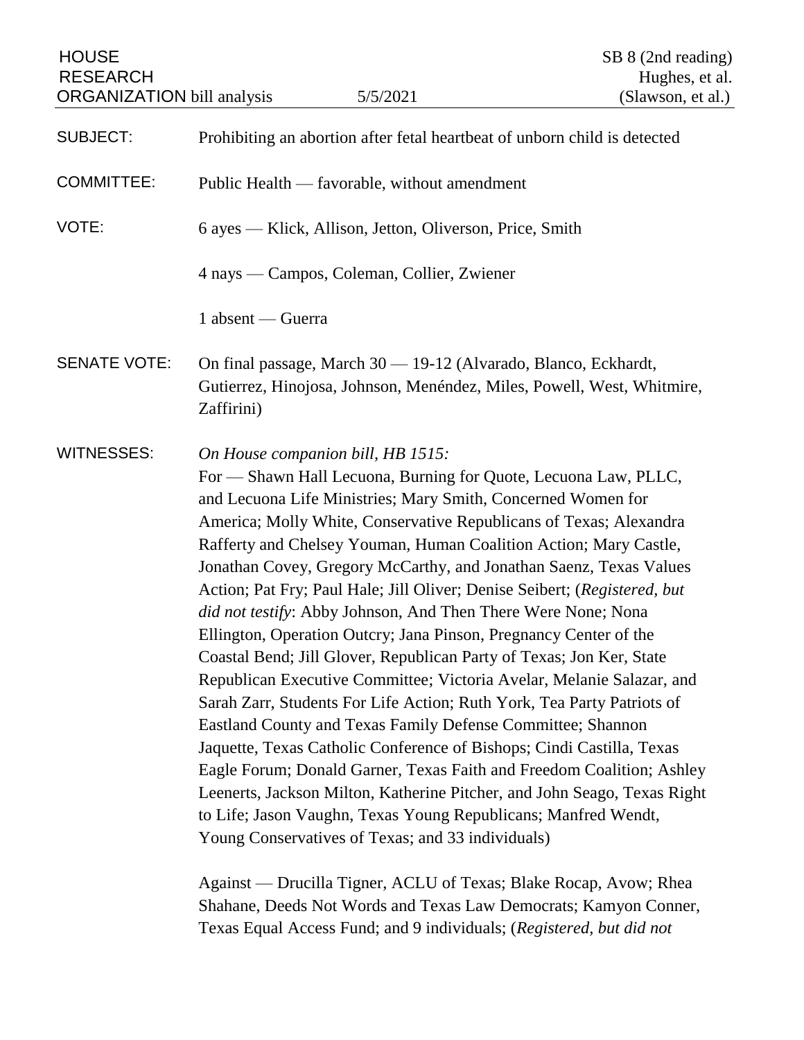HOUSE RESEARCH ORGANIZATION bill analysis — 5/5/2021 — SB 8 (2nd reading), Hughes, et al. (Slawson, et al.)

| | |
|---|---|
| SUBJECT: | Prohibiting an abortion after fetal heartbeat of unborn child is detected |
| COMMITTEE: | Public Health — favorable, without amendment |
| VOTE: | 6 ayes — Klick, Allison, Jetton, Oliverson, Price, Smith<br><br>4 nays — Campos, Coleman, Collier, Zwiener<br><br>1 absent — Guerra |
| SENATE VOTE: | On final passage, March 30 — 19-12 (Alvarado, Blanco, Eckhardt, Gutierrez, Hinojosa, Johnson, Menéndez, Miles, Powell, West, Whitmire, Zaffirini) |

WITNESSES:

*On House companion bill, HB 1515:*

For — Shawn Hall Lecuona, Burning for Quote, Lecuona Law, PLLC, and Lecuona Life Ministries; Mary Smith, Concerned Women for America; Molly White, Conservative Republicans of Texas; Alexandra Rafferty and Chelsey Youman, Human Coalition Action; Mary Castle, Jonathan Covey, Gregory McCarthy, and Jonathan Saenz, Texas Values Action; Pat Fry; Paul Hale; Jill Oliver; Denise Seibert; (*Registered, but did not testify*: Abby Johnson, And Then There Were None; Nona Ellington, Operation Outcry; Jana Pinson, Pregnancy Center of the Coastal Bend; Jill Glover, Republican Party of Texas; Jon Ker, State Republican Executive Committee; Victoria Avelar, Melanie Salazar, and Sarah Zarr, Students For Life Action; Ruth York, Tea Party Patriots of Eastland County and Texas Family Defense Committee; Shannon Jaquette, Texas Catholic Conference of Bishops; Cindi Castilla, Texas Eagle Forum; Donald Garner, Texas Faith and Freedom Coalition; Ashley Leenerts, Jackson Milton, Katherine Pitcher, and John Seago, Texas Right to Life; Jason Vaughn, Texas Young Republicans; Manfred Wendt, Young Conservatives of Texas; and 33 individuals)

Against — Drucilla Tigner, ACLU of Texas; Blake Rocap, Avow; Rhea Shahane, Deeds Not Words and Texas Law Democrats; Kamyon Conner, Texas Equal Access Fund; and 9 individuals; (*Registered, but did not*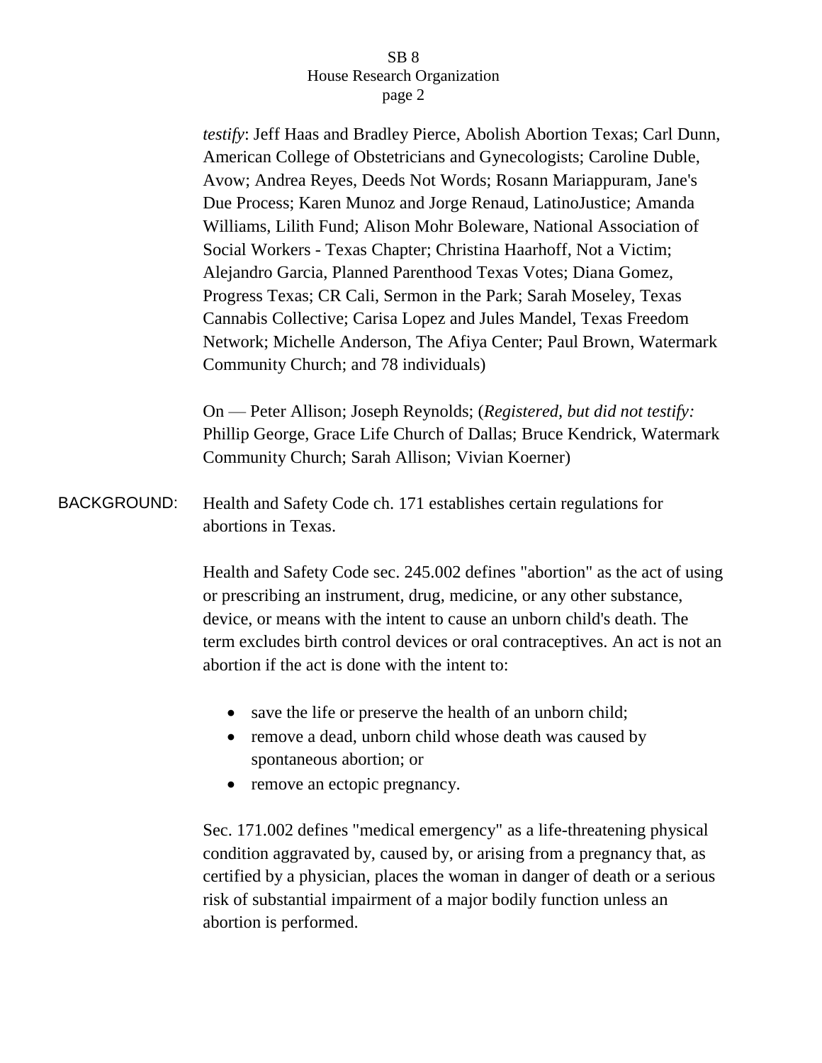*testify*: Jeff Haas and Bradley Pierce, Abolish Abortion Texas; Carl Dunn, American College of Obstetricians and Gynecologists; Caroline Duble, Avow; Andrea Reyes, Deeds Not Words; Rosann Mariappuram, Jane's Due Process; Karen Munoz and Jorge Renaud, LatinoJustice; Amanda Williams, Lilith Fund; Alison Mohr Boleware, National Association of Social Workers - Texas Chapter; Christina Haarhoff, Not a Victim; Alejandro Garcia, Planned Parenthood Texas Votes; Diana Gomez, Progress Texas; CR Cali, Sermon in the Park; Sarah Moseley, Texas Cannabis Collective; Carisa Lopez and Jules Mandel, Texas Freedom Network; Michelle Anderson, The Afiya Center; Paul Brown, Watermark Community Church; and 78 individuals)

On — Peter Allison; Joseph Reynolds; (*Registered, but did not testify:* Phillip George, Grace Life Church of Dallas; Bruce Kendrick, Watermark Community Church; Sarah Allison; Vivian Koerner)

BACKGROUND: Health and Safety Code ch. 171 establishes certain regulations for abortions in Texas.

Health and Safety Code sec. 245.002 defines "abortion" as the act of using or prescribing an instrument, drug, medicine, or any other substance, device, or means with the intent to cause an unborn child's death. The term excludes birth control devices or oral contraceptives. An act is not an abortion if the act is done with the intent to:

- save the life or preserve the health of an unborn child;
- remove a dead, unborn child whose death was caused by spontaneous abortion; or
- remove an ectopic pregnancy.

Sec. 171.002 defines "medical emergency" as a life-threatening physical condition aggravated by, caused by, or arising from a pregnancy that, as certified by a physician, places the woman in danger of death or a serious risk of substantial impairment of a major bodily function unless an abortion is performed.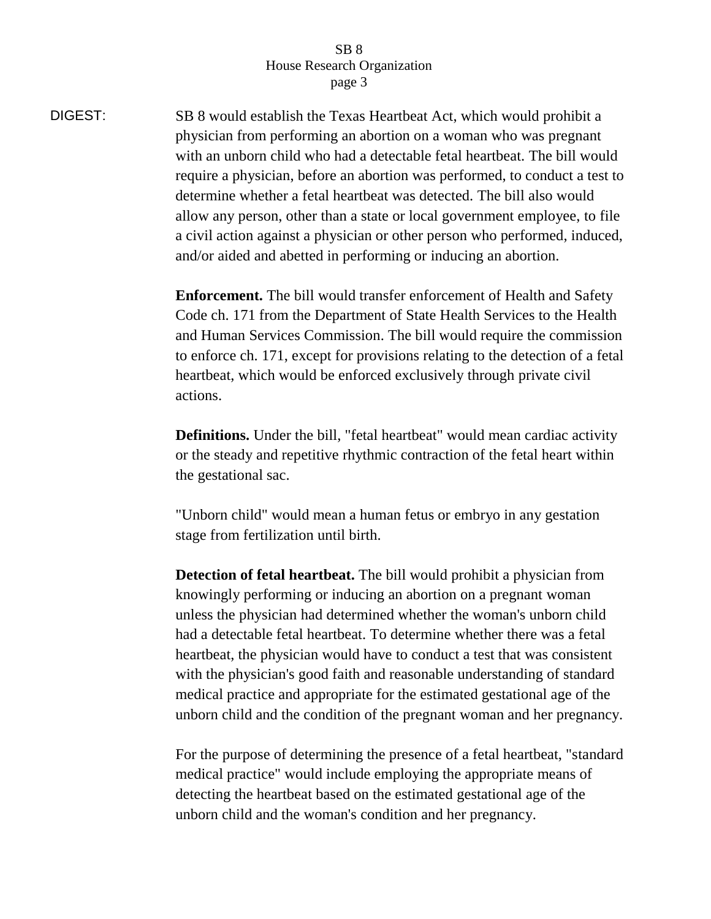DIGEST: SB 8 would establish the Texas Heartbeat Act, which would prohibit a physician from performing an abortion on a woman who was pregnant with an unborn child who had a detectable fetal heartbeat. The bill would require a physician, before an abortion was performed, to conduct a test to determine whether a fetal heartbeat was detected. The bill also would allow any person, other than a state or local government employee, to file a civil action against a physician or other person who performed, induced, and/or aided and abetted in performing or inducing an abortion.

**Enforcement.** The bill would transfer enforcement of Health and Safety Code ch. 171 from the Department of State Health Services to the Health and Human Services Commission. The bill would require the commission to enforce ch. 171, except for provisions relating to the detection of a fetal heartbeat, which would be enforced exclusively through private civil actions.

**Definitions.** Under the bill, "fetal heartbeat" would mean cardiac activity or the steady and repetitive rhythmic contraction of the fetal heart within the gestational sac.

"Unborn child" would mean a human fetus or embryo in any gestation stage from fertilization until birth.

**Detection of fetal heartbeat.** The bill would prohibit a physician from knowingly performing or inducing an abortion on a pregnant woman unless the physician had determined whether the woman's unborn child had a detectable fetal heartbeat. To determine whether there was a fetal heartbeat, the physician would have to conduct a test that was consistent with the physician's good faith and reasonable understanding of standard medical practice and appropriate for the estimated gestational age of the unborn child and the condition of the pregnant woman and her pregnancy.

For the purpose of determining the presence of a fetal heartbeat, "standard medical practice" would include employing the appropriate means of detecting the heartbeat based on the estimated gestational age of the unborn child and the woman's condition and her pregnancy.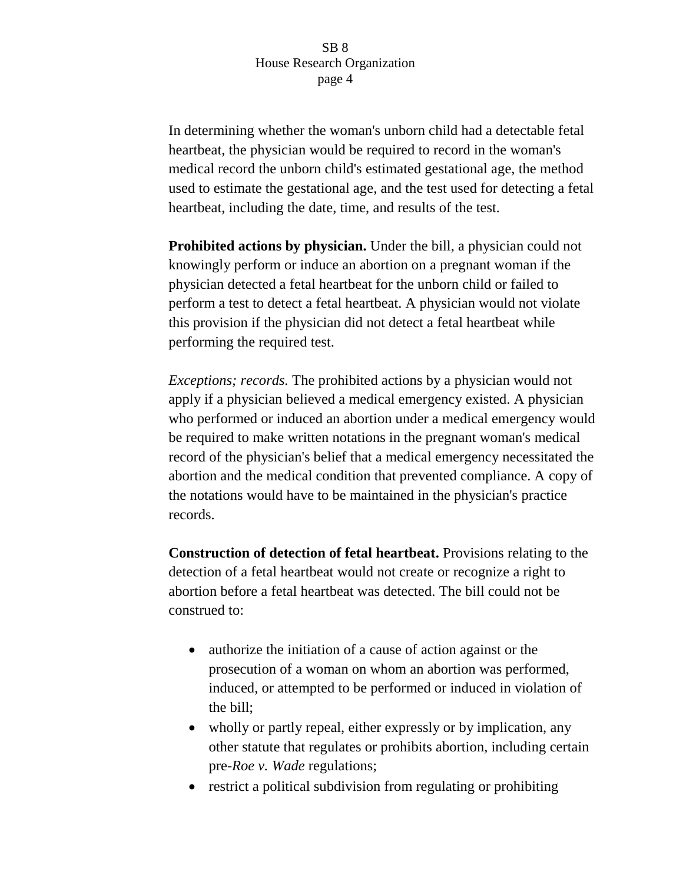In determining whether the woman's unborn child had a detectable fetal heartbeat, the physician would be required to record in the woman's medical record the unborn child's estimated gestational age, the method used to estimate the gestational age, and the test used for detecting a fetal heartbeat, including the date, time, and results of the test.

**Prohibited actions by physician.** Under the bill, a physician could not knowingly perform or induce an abortion on a pregnant woman if the physician detected a fetal heartbeat for the unborn child or failed to perform a test to detect a fetal heartbeat. A physician would not violate this provision if the physician did not detect a fetal heartbeat while performing the required test.

*Exceptions; records.* The prohibited actions by a physician would not apply if a physician believed a medical emergency existed. A physician who performed or induced an abortion under a medical emergency would be required to make written notations in the pregnant woman's medical record of the physician's belief that a medical emergency necessitated the abortion and the medical condition that prevented compliance. A copy of the notations would have to be maintained in the physician's practice records.

**Construction of detection of fetal heartbeat.** Provisions relating to the detection of a fetal heartbeat would not create or recognize a right to abortion before a fetal heartbeat was detected. The bill could not be construed to:

- authorize the initiation of a cause of action against or the prosecution of a woman on whom an abortion was performed, induced, or attempted to be performed or induced in violation of the bill;
- wholly or partly repeal, either expressly or by implication, any other statute that regulates or prohibits abortion, including certain pre-*Roe v. Wade* regulations;
- restrict a political subdivision from regulating or prohibiting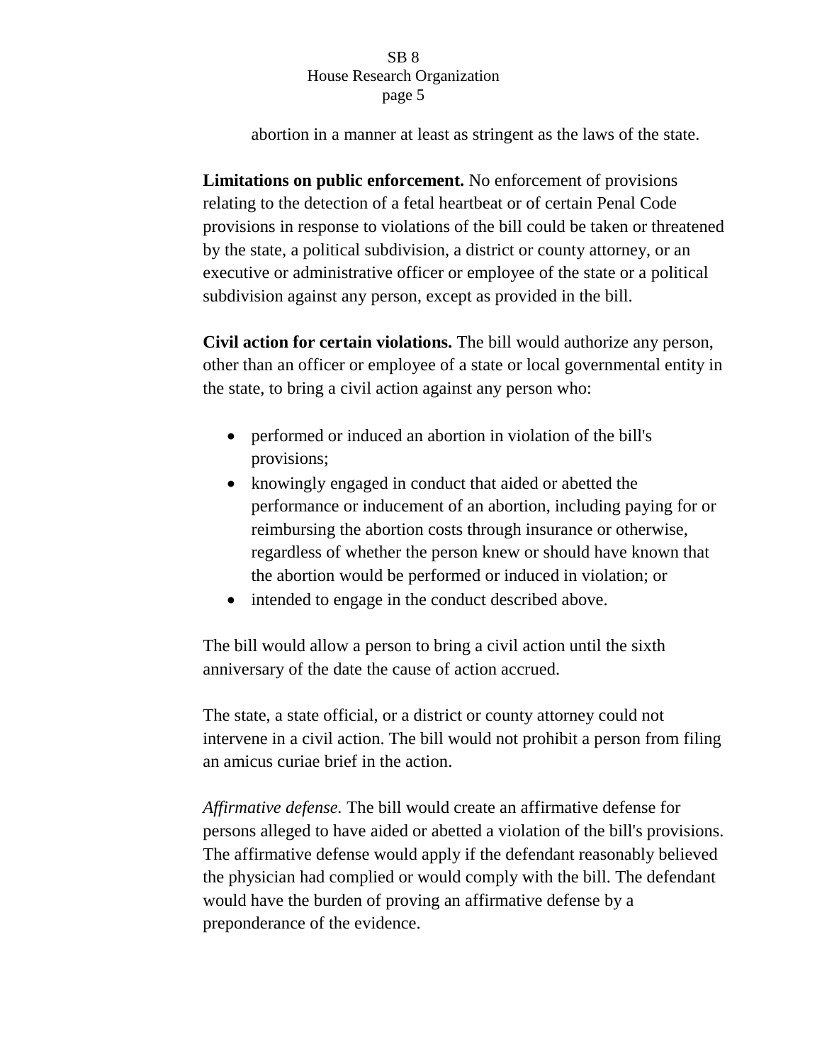abortion in a manner at least as stringent as the laws of the state.

**Limitations on public enforcement.** No enforcement of provisions relating to the detection of a fetal heartbeat or of certain Penal Code provisions in response to violations of the bill could be taken or threatened by the state, a political subdivision, a district or county attorney, or an executive or administrative officer or employee of the state or a political subdivision against any person, except as provided in the bill.

**Civil action for certain violations.** The bill would authorize any person, other than an officer or employee of a state or local governmental entity in the state, to bring a civil action against any person who:

- performed or induced an abortion in violation of the bill's provisions;
- knowingly engaged in conduct that aided or abetted the performance or inducement of an abortion, including paying for or reimbursing the abortion costs through insurance or otherwise, regardless of whether the person knew or should have known that the abortion would be performed or induced in violation; or
- intended to engage in the conduct described above.

The bill would allow a person to bring a civil action until the sixth anniversary of the date the cause of action accrued.

The state, a state official, or a district or county attorney could not intervene in a civil action. The bill would not prohibit a person from filing an amicus curiae brief in the action.

*Affirmative defense.* The bill would create an affirmative defense for persons alleged to have aided or abetted a violation of the bill's provisions. The affirmative defense would apply if the defendant reasonably believed the physician had complied or would comply with the bill. The defendant would have the burden of proving an affirmative defense by a preponderance of the evidence.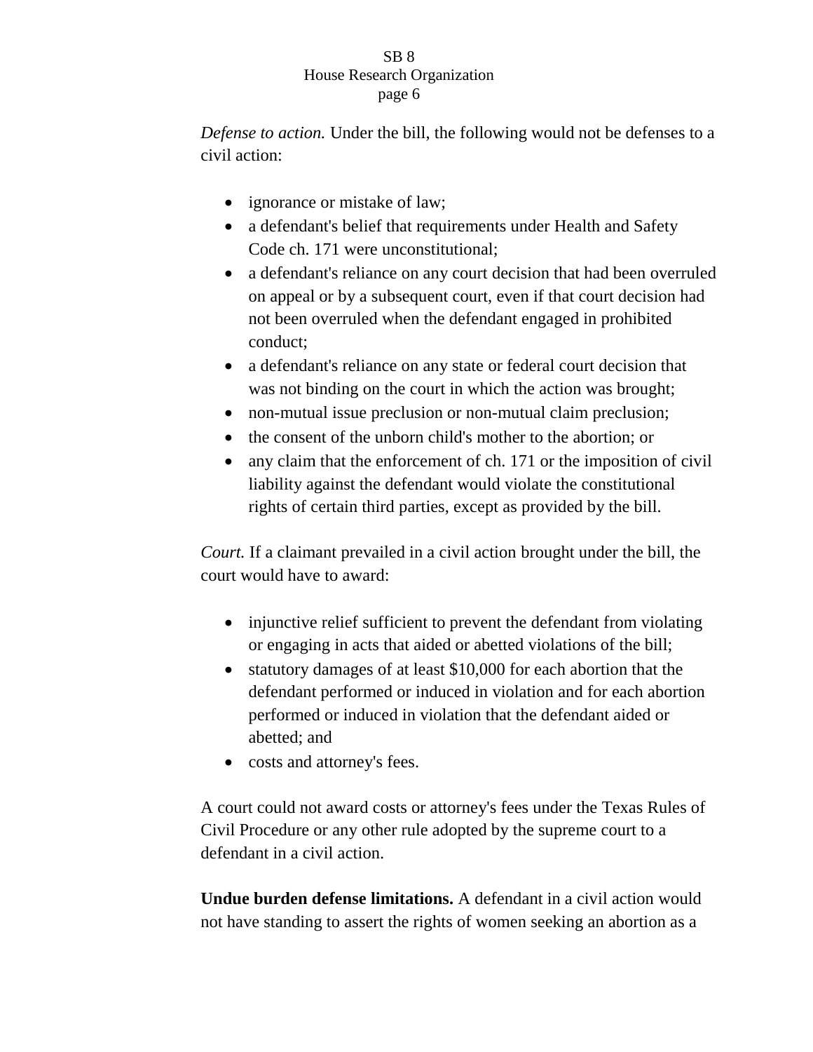*Defense to action.* Under the bill, the following would not be defenses to a civil action:

- ignorance or mistake of law;
- a defendant's belief that requirements under Health and Safety Code ch. 171 were unconstitutional;
- a defendant's reliance on any court decision that had been overruled on appeal or by a subsequent court, even if that court decision had not been overruled when the defendant engaged in prohibited conduct;
- a defendant's reliance on any state or federal court decision that was not binding on the court in which the action was brought;
- non-mutual issue preclusion or non-mutual claim preclusion;
- the consent of the unborn child's mother to the abortion; or
- any claim that the enforcement of ch. 171 or the imposition of civil liability against the defendant would violate the constitutional rights of certain third parties, except as provided by the bill.

*Court.* If a claimant prevailed in a civil action brought under the bill, the court would have to award:

- injunctive relief sufficient to prevent the defendant from violating or engaging in acts that aided or abetted violations of the bill;
- statutory damages of at least $10,000 for each abortion that the defendant performed or induced in violation and for each abortion performed or induced in violation that the defendant aided or abetted; and
- costs and attorney's fees.

A court could not award costs or attorney's fees under the Texas Rules of Civil Procedure or any other rule adopted by the supreme court to a defendant in a civil action.

**Undue burden defense limitations.** A defendant in a civil action would not have standing to assert the rights of women seeking an abortion as a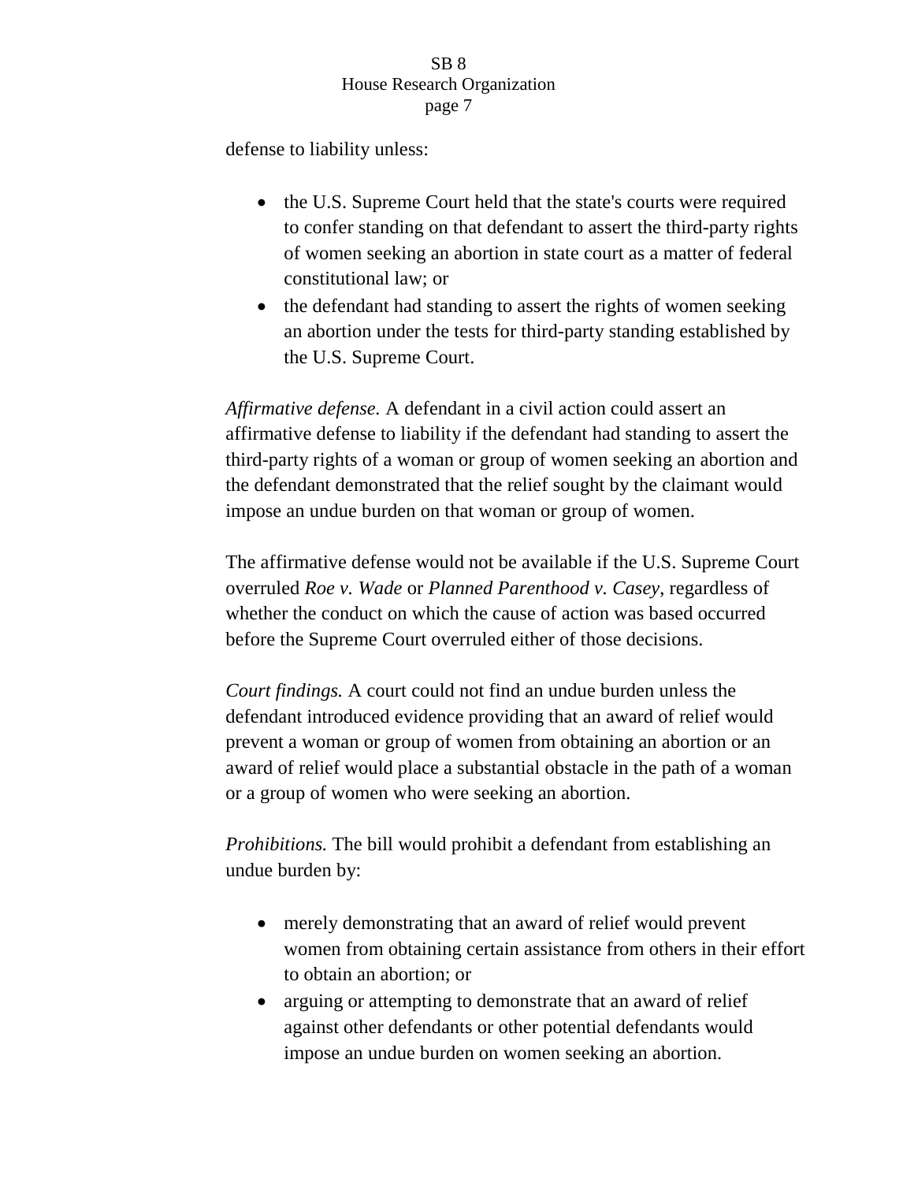defense to liability unless:

- the U.S. Supreme Court held that the state's courts were required to confer standing on that defendant to assert the third-party rights of women seeking an abortion in state court as a matter of federal constitutional law; or
- the defendant had standing to assert the rights of women seeking an abortion under the tests for third-party standing established by the U.S. Supreme Court.

*Affirmative defense.* A defendant in a civil action could assert an affirmative defense to liability if the defendant had standing to assert the third-party rights of a woman or group of women seeking an abortion and the defendant demonstrated that the relief sought by the claimant would impose an undue burden on that woman or group of women.

The affirmative defense would not be available if the U.S. Supreme Court overruled *Roe v. Wade* or *Planned Parenthood v. Casey*, regardless of whether the conduct on which the cause of action was based occurred before the Supreme Court overruled either of those decisions.

*Court findings.* A court could not find an undue burden unless the defendant introduced evidence providing that an award of relief would prevent a woman or group of women from obtaining an abortion or an award of relief would place a substantial obstacle in the path of a woman or a group of women who were seeking an abortion.

*Prohibitions.* The bill would prohibit a defendant from establishing an undue burden by:

- merely demonstrating that an award of relief would prevent women from obtaining certain assistance from others in their effort to obtain an abortion; or
- arguing or attempting to demonstrate that an award of relief against other defendants or other potential defendants would impose an undue burden on women seeking an abortion.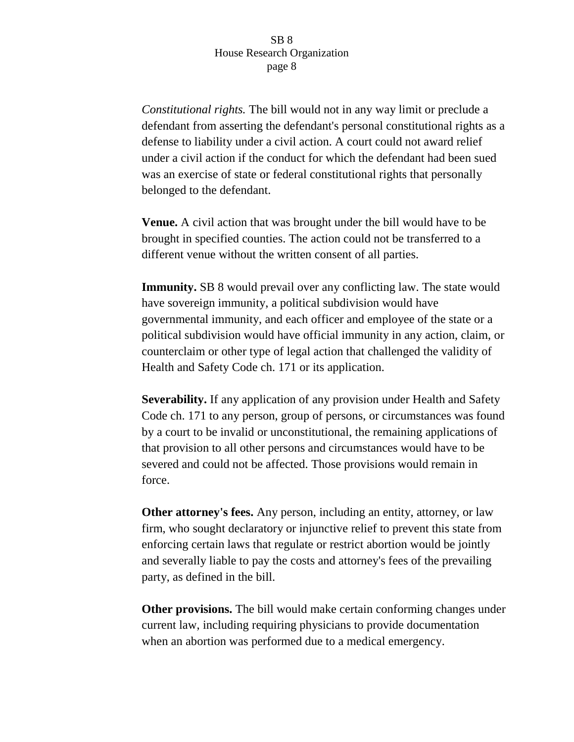*Constitutional rights.* The bill would not in any way limit or preclude a defendant from asserting the defendant's personal constitutional rights as a defense to liability under a civil action. A court could not award relief under a civil action if the conduct for which the defendant had been sued was an exercise of state or federal constitutional rights that personally belonged to the defendant.

**Venue.** A civil action that was brought under the bill would have to be brought in specified counties. The action could not be transferred to a different venue without the written consent of all parties.

**Immunity.** SB 8 would prevail over any conflicting law. The state would have sovereign immunity, a political subdivision would have governmental immunity, and each officer and employee of the state or a political subdivision would have official immunity in any action, claim, or counterclaim or other type of legal action that challenged the validity of Health and Safety Code ch. 171 or its application.

**Severability.** If any application of any provision under Health and Safety Code ch. 171 to any person, group of persons, or circumstances was found by a court to be invalid or unconstitutional, the remaining applications of that provision to all other persons and circumstances would have to be severed and could not be affected. Those provisions would remain in force.

**Other attorney's fees.** Any person, including an entity, attorney, or law firm, who sought declaratory or injunctive relief to prevent this state from enforcing certain laws that regulate or restrict abortion would be jointly and severally liable to pay the costs and attorney's fees of the prevailing party, as defined in the bill.

**Other provisions.** The bill would make certain conforming changes under current law, including requiring physicians to provide documentation when an abortion was performed due to a medical emergency.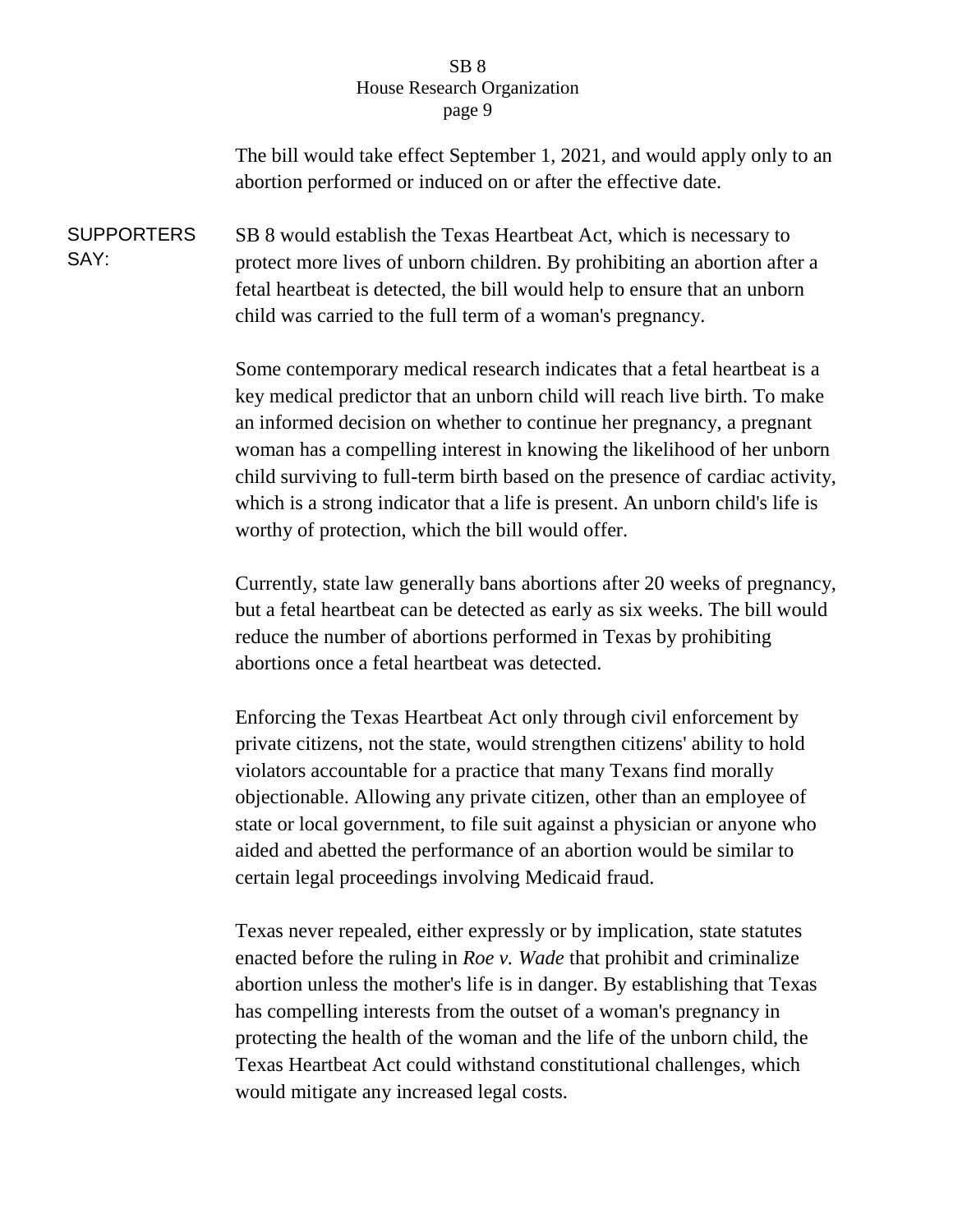The bill would take effect September 1, 2021, and would apply only to an abortion performed or induced on or after the effective date.

**SUPPORTERS SAY:**

SB 8 would establish the Texas Heartbeat Act, which is necessary to protect more lives of unborn children. By prohibiting an abortion after a fetal heartbeat is detected, the bill would help to ensure that an unborn child was carried to the full term of a woman's pregnancy.

Some contemporary medical research indicates that a fetal heartbeat is a key medical predictor that an unborn child will reach live birth. To make an informed decision on whether to continue her pregnancy, a pregnant woman has a compelling interest in knowing the likelihood of her unborn child surviving to full-term birth based on the presence of cardiac activity, which is a strong indicator that a life is present. An unborn child's life is worthy of protection, which the bill would offer.

Currently, state law generally bans abortions after 20 weeks of pregnancy, but a fetal heartbeat can be detected as early as six weeks. The bill would reduce the number of abortions performed in Texas by prohibiting abortions once a fetal heartbeat was detected.

Enforcing the Texas Heartbeat Act only through civil enforcement by private citizens, not the state, would strengthen citizens' ability to hold violators accountable for a practice that many Texans find morally objectionable. Allowing any private citizen, other than an employee of state or local government, to file suit against a physician or anyone who aided and abetted the performance of an abortion would be similar to certain legal proceedings involving Medicaid fraud.

Texas never repealed, either expressly or by implication, state statutes enacted before the ruling in *Roe v. Wade* that prohibit and criminalize abortion unless the mother's life is in danger. By establishing that Texas has compelling interests from the outset of a woman's pregnancy in protecting the health of the woman and the life of the unborn child, the Texas Heartbeat Act could withstand constitutional challenges, which would mitigate any increased legal costs.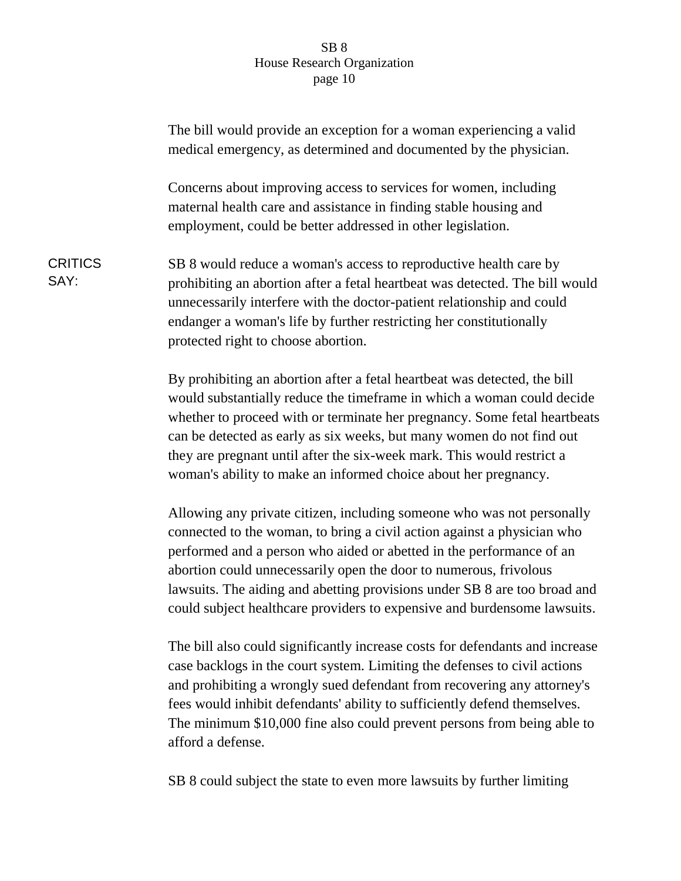The bill would provide an exception for a woman experiencing a valid medical emergency, as determined and documented by the physician.

Concerns about improving access to services for women, including maternal health care and assistance in finding stable housing and employment, could be better addressed in other legislation.

**CRITICS SAY:** SB 8 would reduce a woman's access to reproductive health care by prohibiting an abortion after a fetal heartbeat was detected. The bill would unnecessarily interfere with the doctor-patient relationship and could endanger a woman's life by further restricting her constitutionally protected right to choose abortion.

By prohibiting an abortion after a fetal heartbeat was detected, the bill would substantially reduce the timeframe in which a woman could decide whether to proceed with or terminate her pregnancy. Some fetal heartbeats can be detected as early as six weeks, but many women do not find out they are pregnant until after the six-week mark. This would restrict a woman's ability to make an informed choice about her pregnancy.

Allowing any private citizen, including someone who was not personally connected to the woman, to bring a civil action against a physician who performed and a person who aided or abetted in the performance of an abortion could unnecessarily open the door to numerous, frivolous lawsuits. The aiding and abetting provisions under SB 8 are too broad and could subject healthcare providers to expensive and burdensome lawsuits.

The bill also could significantly increase costs for defendants and increase case backlogs in the court system. Limiting the defenses to civil actions and prohibiting a wrongly sued defendant from recovering any attorney's fees would inhibit defendants' ability to sufficiently defend themselves. The minimum $10,000 fine also could prevent persons from being able to afford a defense.

SB 8 could subject the state to even more lawsuits by further limiting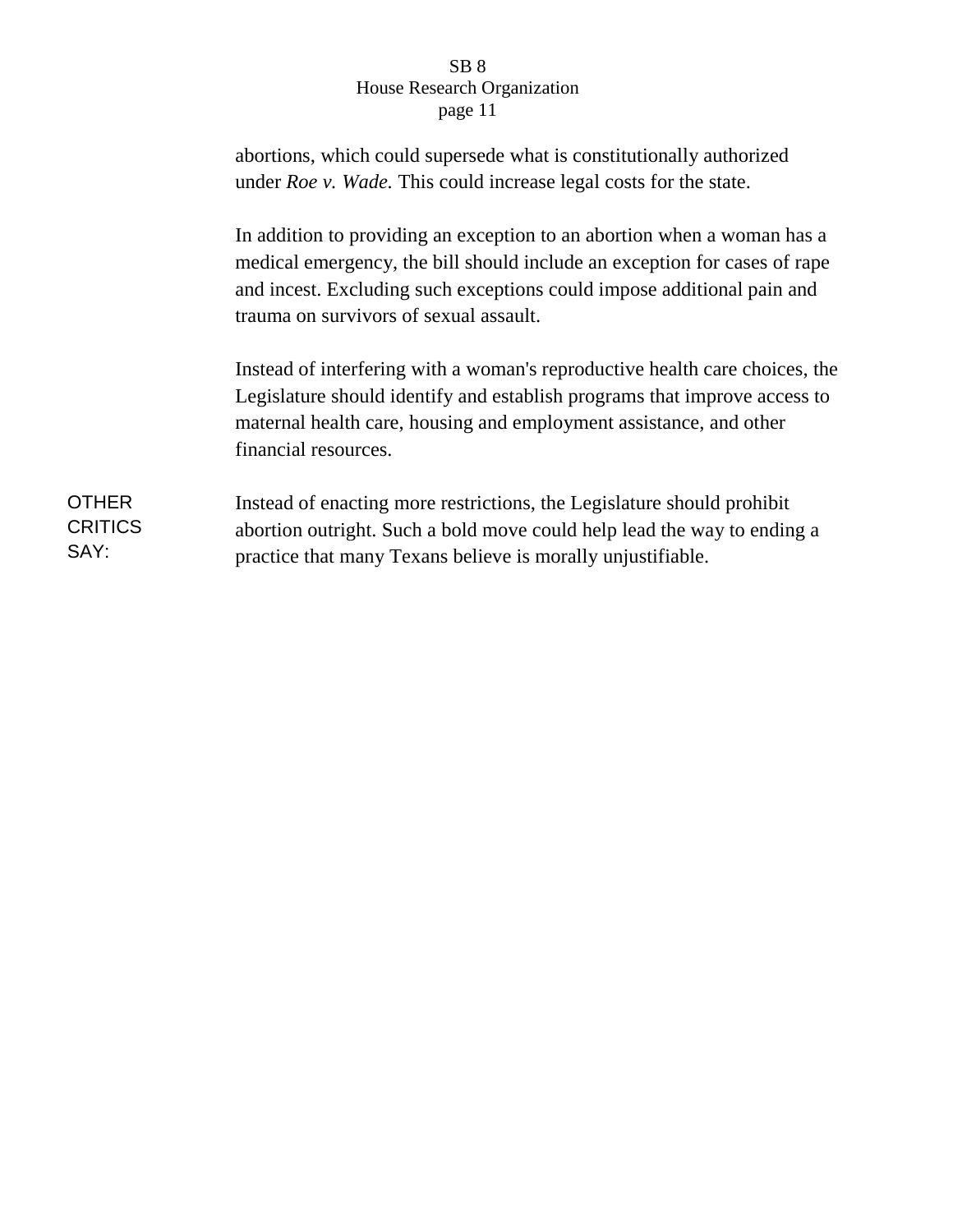abortions, which could supersede what is constitutionally authorized under *Roe v. Wade.* This could increase legal costs for the state.

In addition to providing an exception to an abortion when a woman has a medical emergency, the bill should include an exception for cases of rape and incest. Excluding such exceptions could impose additional pain and trauma on survivors of sexual assault.

Instead of interfering with a woman's reproductive health care choices, the Legislature should identify and establish programs that improve access to maternal health care, housing and employment assistance, and other financial resources.

OTHER CRITICS SAY:

Instead of enacting more restrictions, the Legislature should prohibit abortion outright. Such a bold move could help lead the way to ending a practice that many Texans believe is morally unjustifiable.